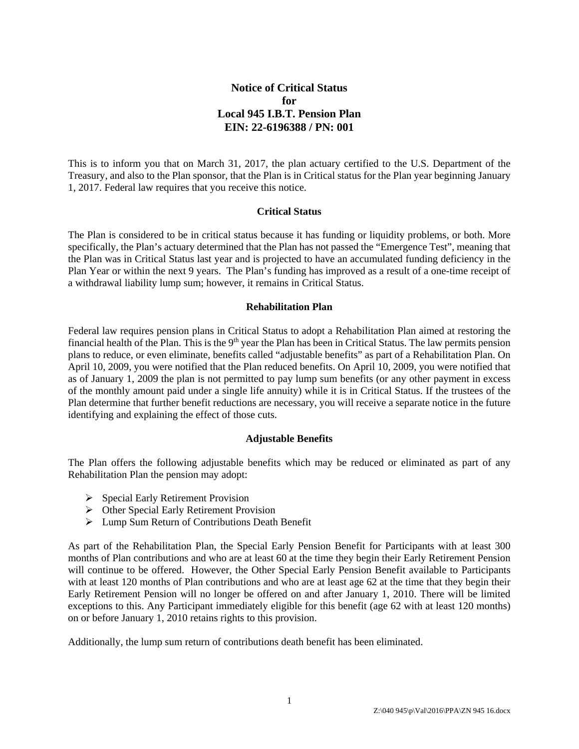# Notice of Critical Status
# for
# Local 945 I.B.T. Pension Plan
# EIN: 22-6196388 / PN: 001

This is to inform you that on March 31, 2017, the plan actuary certified to the U.S. Department of the Treasury, and also to the Plan sponsor, that the Plan is in Critical status for the Plan year beginning January 1, 2017. Federal law requires that you receive this notice.

## Critical Status

The Plan is considered to be in critical status because it has funding or liquidity problems, or both. More specifically, the Plan's actuary determined that the Plan has not passed the "Emergence Test", meaning that the Plan was in Critical Status last year and is projected to have an accumulated funding deficiency in the Plan Year or within the next 9 years. The Plan's funding has improved as a result of a one-time receipt of a withdrawal liability lump sum; however, it remains in Critical Status.

## Rehabilitation Plan

Federal law requires pension plans in Critical Status to adopt a Rehabilitation Plan aimed at restoring the financial health of the Plan. This is the 9th year the Plan has been in Critical Status. The law permits pension plans to reduce, or even eliminate, benefits called "adjustable benefits" as part of a Rehabilitation Plan. On April 10, 2009, you were notified that the Plan reduced benefits. On April 10, 2009, you were notified that as of January 1, 2009 the plan is not permitted to pay lump sum benefits (or any other payment in excess of the monthly amount paid under a single life annuity) while it is in Critical Status. If the trustees of the Plan determine that further benefit reductions are necessary, you will receive a separate notice in the future identifying and explaining the effect of those cuts.

## Adjustable Benefits

The Plan offers the following adjustable benefits which may be reduced or eliminated as part of any Rehabilitation Plan the pension may adopt:

- Special Early Retirement Provision
- Other Special Early Retirement Provision
- Lump Sum Return of Contributions Death Benefit

As part of the Rehabilitation Plan, the Special Early Pension Benefit for Participants with at least 300 months of Plan contributions and who are at least 60 at the time they begin their Early Retirement Pension will continue to be offered. However, the Other Special Early Pension Benefit available to Participants with at least 120 months of Plan contributions and who are at least age 62 at the time that they begin their Early Retirement Pension will no longer be offered on and after January 1, 2010. There will be limited exceptions to this. Any Participant immediately eligible for this benefit (age 62 with at least 120 months) on or before January 1, 2010 retains rights to this provision.

Additionally, the lump sum return of contributions death benefit has been eliminated.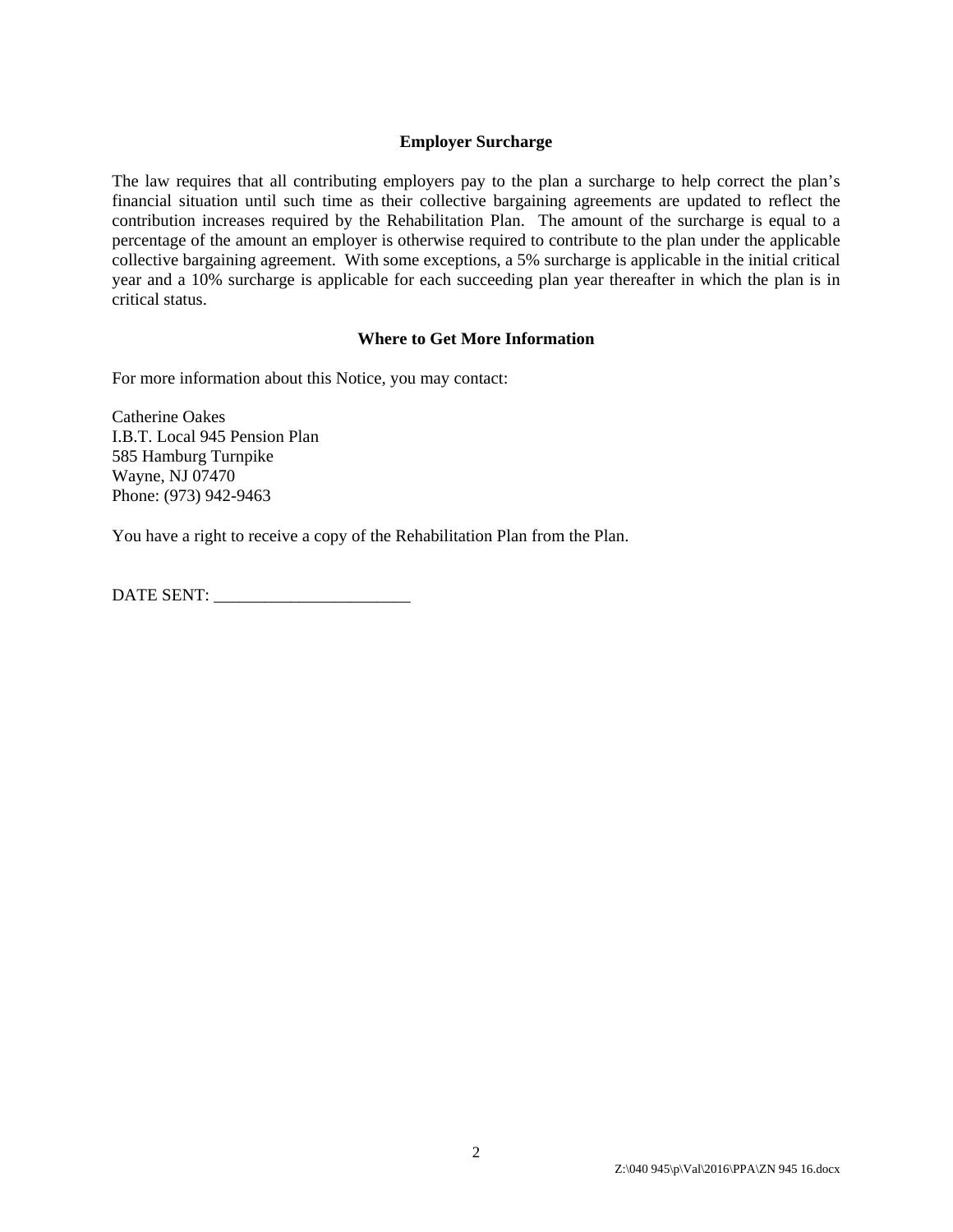## Employer Surcharge

The law requires that all contributing employers pay to the plan a surcharge to help correct the plan's financial situation until such time as their collective bargaining agreements are updated to reflect the contribution increases required by the Rehabilitation Plan. The amount of the surcharge is equal to a percentage of the amount an employer is otherwise required to contribute to the plan under the applicable collective bargaining agreement. With some exceptions, a 5% surcharge is applicable in the initial critical year and a 10% surcharge is applicable for each succeeding plan year thereafter in which the plan is in critical status.

## Where to Get More Information

For more information about this Notice, you may contact:

Catherine Oakes
I.B.T. Local 945 Pension Plan
585 Hamburg Turnpike
Wayne, NJ 07470
Phone: (973) 942-9463

You have a right to receive a copy of the Rehabilitation Plan from the Plan.

DATE SENT: _______________________

Z:\040 945\p\Val\2016\PPA\ZN 945 16.docx